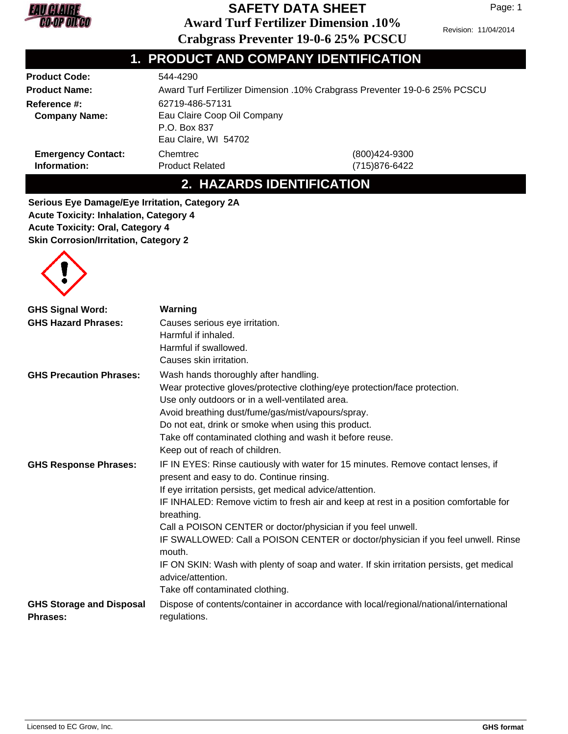# SAFETY DATA SHEET

## Award Turf Fertilizer Dimension .10% Crabgrass Preventer 19-0-6 25% PCSCU

Revision: 11/04/2014

## 1. PRODUCT AND COMPANY IDENTIFICATION

| | | |
|---|---|---|
| **Product Code:** | 544-4290 | |
| **Product Name:** | Award Turf Fertilizer Dimension .10% Crabgrass Preventer 19-0-6 25% PCSCU | |
| **Reference #:** | 62719-486-57131 | |
| **Company Name:** | Eau Claire Coop Oil Company<br>P.O. Box 837<br>Eau Claire, WI 54702 | |
| **Emergency Contact:** | Chemtrec | (800)424-9300 |
| **Information:** | Product Related | (715)876-6422 |

## 2. HAZARDS IDENTIFICATION

**Serious Eye Damage/Eye Irritation, Category 2A**
**Acute Toxicity: Inhalation, Category 4**
**Acute Toxicity: Oral, Category 4**
**Skin Corrosion/Irritation, Category 2**

**GHS Signal Word:** **Warning**

**GHS Hazard Phrases:**
Causes serious eye irritation.
Harmful if inhaled.
Harmful if swallowed.
Causes skin irritation.

**GHS Precaution Phrases:**
Wash hands thoroughly after handling.
Wear protective gloves/protective clothing/eye protection/face protection.
Use only outdoors or in a well-ventilated area.
Avoid breathing dust/fume/gas/mist/vapours/spray.
Do not eat, drink or smoke when using this product.
Take off contaminated clothing and wash it before reuse.
Keep out of reach of children.

**GHS Response Phrases:**
IF IN EYES: Rinse cautiously with water for 15 minutes. Remove contact lenses, if present and easy to do. Continue rinsing.
If eye irritation persists, get medical advice/attention.
IF INHALED: Remove victim to fresh air and keep at rest in a position comfortable for breathing.
Call a POISON CENTER or doctor/physician if you feel unwell.
IF SWALLOWED: Call a POISON CENTER or doctor/physician if you feel unwell. Rinse mouth.
IF ON SKIN: Wash with plenty of soap and water. If skin irritation persists, get medical advice/attention.
Take off contaminated clothing.

**GHS Storage and Disposal Phrases:**
Dispose of contents/container in accordance with local/regional/national/international regulations.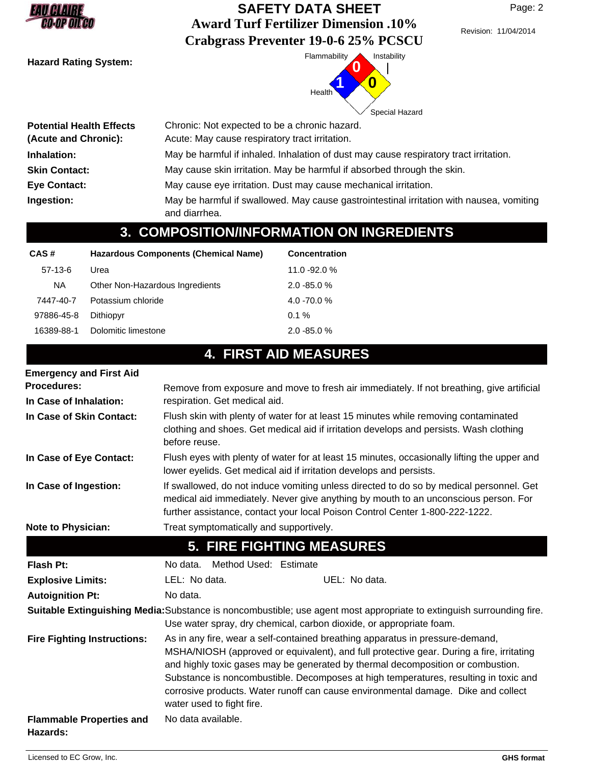**Hazard Rating System:**

Flammability: 0
Health: 1
Instability: 0
Special Hazard:

| | |
|---|---|
| **Potential Health Effects (Acute and Chronic):** | Chronic: Not expected to be a chronic hazard.<br>Acute: May cause respiratory tract irritation. |
| **Inhalation:** | May be harmful if inhaled. Inhalation of dust may cause respiratory tract irritation. |
| **Skin Contact:** | May cause skin irritation. May be harmful if absorbed through the skin. |
| **Eye Contact:** | May cause eye irritation. Dust may cause mechanical irritation. |
| **Ingestion:** | May be harmful if swallowed. May cause gastrointestinal irritation with nausea, vomiting and diarrhea. |

## 3. COMPOSITION/INFORMATION ON INGREDIENTS

| CAS # | Hazardous Components (Chemical Name) | Concentration |
|---|---|---|
| 57-13-6 | Urea | 11.0 -92.0 % |
| NA | Other Non-Hazardous Ingredients | 2.0 -85.0 % |
| 7447-40-7 | Potassium chloride | 4.0 -70.0 % |
| 97886-45-8 | Dithiopyr | 0.1 % |
| 16389-88-1 | Dolomitic limestone | 2.0 -85.0 % |

## 4. FIRST AID MEASURES

| | |
|---|---|
| **Emergency and First Aid Procedures:** | |
| **In Case of Inhalation:** | Remove from exposure and move to fresh air immediately. If not breathing, give artificial respiration. Get medical aid. |
| **In Case of Skin Contact:** | Flush skin with plenty of water for at least 15 minutes while removing contaminated clothing and shoes. Get medical aid if irritation develops and persists. Wash clothing before reuse. |
| **In Case of Eye Contact:** | Flush eyes with plenty of water for at least 15 minutes, occasionally lifting the upper and lower eyelids. Get medical aid if irritation develops and persists. |
| **In Case of Ingestion:** | If swallowed, do not induce vomiting unless directed to do so by medical personnel. Get medical aid immediately. Never give anything by mouth to an unconscious person. For further assistance, contact your local Poison Control Center 1-800-222-1222. |
| **Note to Physician:** | Treat symptomatically and supportively. |

## 5. FIRE FIGHTING MEASURES

| | |
|---|---|
| **Flash Pt:** | No data. Method Used: Estimate |
| **Explosive Limits:** | LEL: No data. UEL: No data. |
| **Autoignition Pt:** | No data. |
| **Suitable Extinguishing Media:** | Substance is noncombustible; use agent most appropriate to extinguish surrounding fire. Use water spray, dry chemical, carbon dioxide, or appropriate foam. |
| **Fire Fighting Instructions:** | As in any fire, wear a self-contained breathing apparatus in pressure-demand, MSHA/NIOSH (approved or equivalent), and full protective gear. During a fire, irritating and highly toxic gases may be generated by thermal decomposition or combustion. Substance is noncombustible. Decomposes at high temperatures, resulting in toxic and corrosive products. Water runoff can cause environmental damage. Dike and collect water used to fight fire. |
| **Flammable Properties and Hazards:** | No data available. |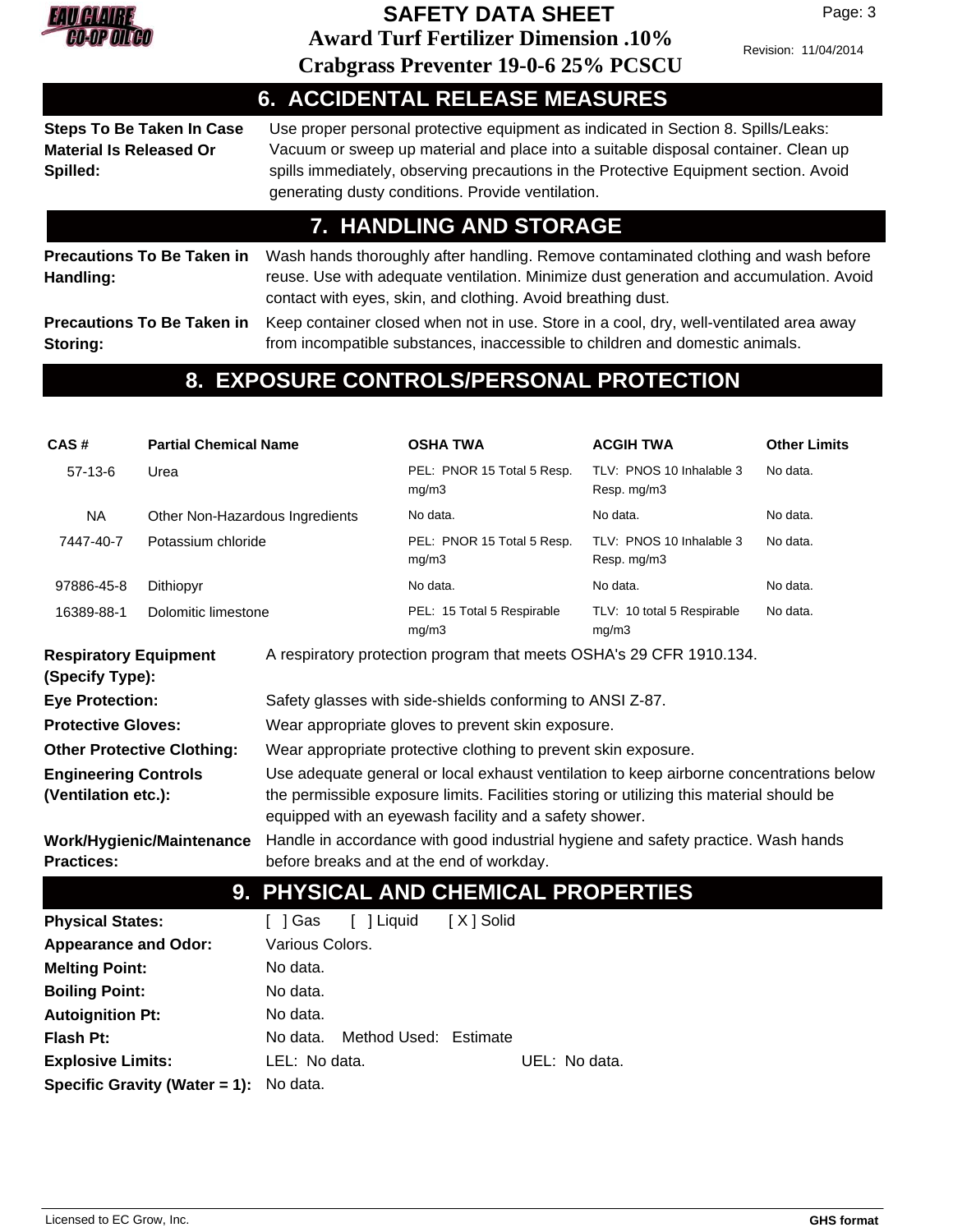## 6. ACCIDENTAL RELEASE MEASURES

**Steps To Be Taken In Case Material Is Released Or Spilled:** Use proper personal protective equipment as indicated in Section 8. Spills/Leaks: Vacuum or sweep up material and place into a suitable disposal container. Clean up spills immediately, observing precautions in the Protective Equipment section. Avoid generating dusty conditions. Provide ventilation.

## 7. HANDLING AND STORAGE

**Precautions To Be Taken in Handling:** Wash hands thoroughly after handling. Remove contaminated clothing and wash before reuse. Use with adequate ventilation. Minimize dust generation and accumulation. Avoid contact with eyes, skin, and clothing. Avoid breathing dust.

**Precautions To Be Taken in Storing:** Keep container closed when not in use. Store in a cool, dry, well-ventilated area away from incompatible substances, inaccessible to children and domestic animals.

## 8. EXPOSURE CONTROLS/PERSONAL PROTECTION

| CAS # | Partial Chemical Name | OSHA TWA | ACGIH TWA | Other Limits |
|---|---|---|---|---|
| 57-13-6 | Urea | PEL: PNOR 15 Total 5 Resp. mg/m3 | TLV: PNOS 10 Inhalable 3 Resp. mg/m3 | No data. |
| NA | Other Non-Hazardous Ingredients | No data. | No data. | No data. |
| 7447-40-7 | Potassium chloride | PEL: PNOR 15 Total 5 Resp. mg/m3 | TLV: PNOS 10 Inhalable 3 Resp. mg/m3 | No data. |
| 97886-45-8 | Dithiopyr | No data. | No data. | No data. |
| 16389-88-1 | Dolomitic limestone | PEL: 15 Total 5 Respirable mg/m3 | TLV: 10 total 5 Respirable mg/m3 | No data. |

**Respiratory Equipment (Specify Type):** A respiratory protection program that meets OSHA's 29 CFR 1910.134.

**Eye Protection:** Safety glasses with side-shields conforming to ANSI Z-87.

**Protective Gloves:** Wear appropriate gloves to prevent skin exposure.

**Other Protective Clothing:** Wear appropriate protective clothing to prevent skin exposure.

**Engineering Controls (Ventilation etc.):** Use adequate general or local exhaust ventilation to keep airborne concentrations below the permissible exposure limits. Facilities storing or utilizing this material should be equipped with an eyewash facility and a safety shower.

**Work/Hygienic/Maintenance Practices:** Handle in accordance with good industrial hygiene and safety practice. Wash hands before breaks and at the end of workday.

## 9. PHYSICAL AND CHEMICAL PROPERTIES

**Physical States:** [ ] Gas [ ] Liquid [ X ] Solid

**Appearance and Odor:** Various Colors.

**Melting Point:** No data.

**Boiling Point:** No data.

**Autoignition Pt:** No data.

**Flash Pt:** No data. Method Used: Estimate

**Explosive Limits:** LEL: No data. UEL: No data.

**Specific Gravity (Water = 1):** No data.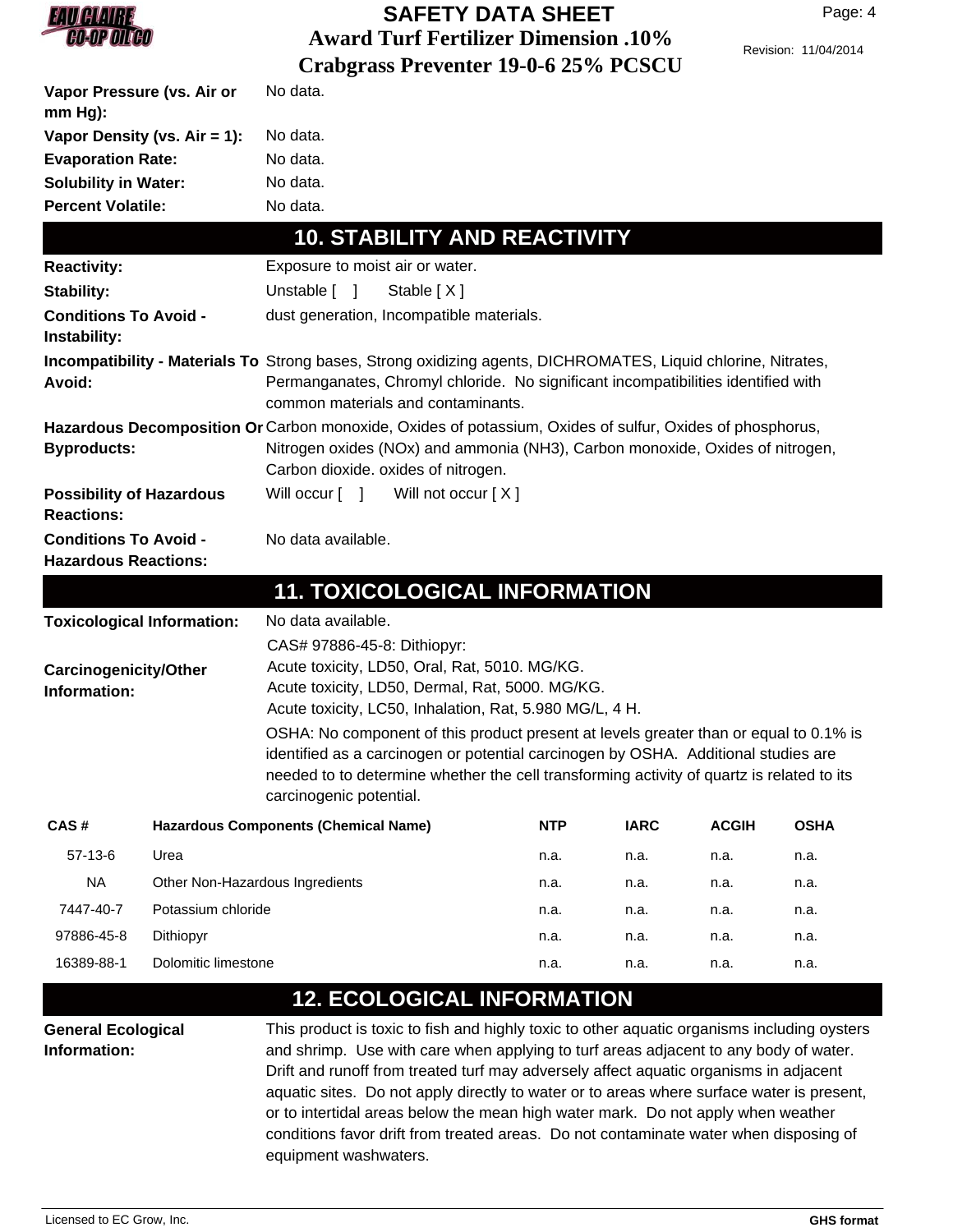| | |
|---|---|
| **Vapor Pressure (vs. Air or mm Hg):** | No data. |
| **Vapor Density (vs. Air = 1):** | No data. |
| **Evaporation Rate:** | No data. |
| **Solubility in Water:** | No data. |
| **Percent Volatile:** | No data. |

## 10. STABILITY AND REACTIVITY

| | |
|---|---|
| **Reactivity:** | Exposure to moist air or water. |
| **Stability:** | Unstable [ ] Stable [ X ] |
| **Conditions To Avoid - Instability:** | dust generation, Incompatible materials. |
| **Incompatibility - Materials To Avoid:** | Strong bases, Strong oxidizing agents, DICHROMATES, Liquid chlorine, Nitrates, Permanganates, Chromyl chloride. No significant incompatibilities identified with common materials and contaminants. |
| **Hazardous Decomposition Or Byproducts:** | Carbon monoxide, Oxides of potassium, Oxides of sulfur, Oxides of phosphorus, Nitrogen oxides (NOx) and ammonia (NH3), Carbon monoxide, Oxides of nitrogen, Carbon dioxide. oxides of nitrogen. |
| **Possibility of Hazardous Reactions:** | Will occur [ ] Will not occur [ X ] |
| **Conditions To Avoid - Hazardous Reactions:** | No data available. |

## 11. TOXICOLOGICAL INFORMATION

| | |
|---|---|
| **Toxicological Information:** | No data available. |
| **Carcinogenicity/Other Information:** | CAS# 97886-45-8: Dithiopyr:<br>Acute toxicity, LD50, Oral, Rat, 5010. MG/KG.<br>Acute toxicity, LD50, Dermal, Rat, 5000. MG/KG.<br>Acute toxicity, LC50, Inhalation, Rat, 5.980 MG/L, 4 H.<br>OSHA: No component of this product present at levels greater than or equal to 0.1% is identified as a carcinogen or potential carcinogen by OSHA. Additional studies are needed to to determine whether the cell transforming activity of quartz is related to its carcinogenic potential. |

| CAS # | Hazardous Components (Chemical Name) | NTP | IARC | ACGIH | OSHA |
|---|---|---|---|---|---|
| 57-13-6 | Urea | n.a. | n.a. | n.a. | n.a. |
| NA | Other Non-Hazardous Ingredients | n.a. | n.a. | n.a. | n.a. |
| 7447-40-7 | Potassium chloride | n.a. | n.a. | n.a. | n.a. |
| 97886-45-8 | Dithiopyr | n.a. | n.a. | n.a. | n.a. |
| 16389-88-1 | Dolomitic limestone | n.a. | n.a. | n.a. | n.a. |

## 12. ECOLOGICAL INFORMATION

| | |
|---|---|
| **General Ecological Information:** | This product is toxic to fish and highly toxic to other aquatic organisms including oysters and shrimp. Use with care when applying to turf areas adjacent to any body of water. Drift and runoff from treated turf may adversely affect aquatic organisms in adjacent aquatic sites. Do not apply directly to water or to areas where surface water is present, or to intertidal areas below the mean high water mark. Do not apply when weather conditions favor drift from treated areas. Do not contaminate water when disposing of equipment washwaters. |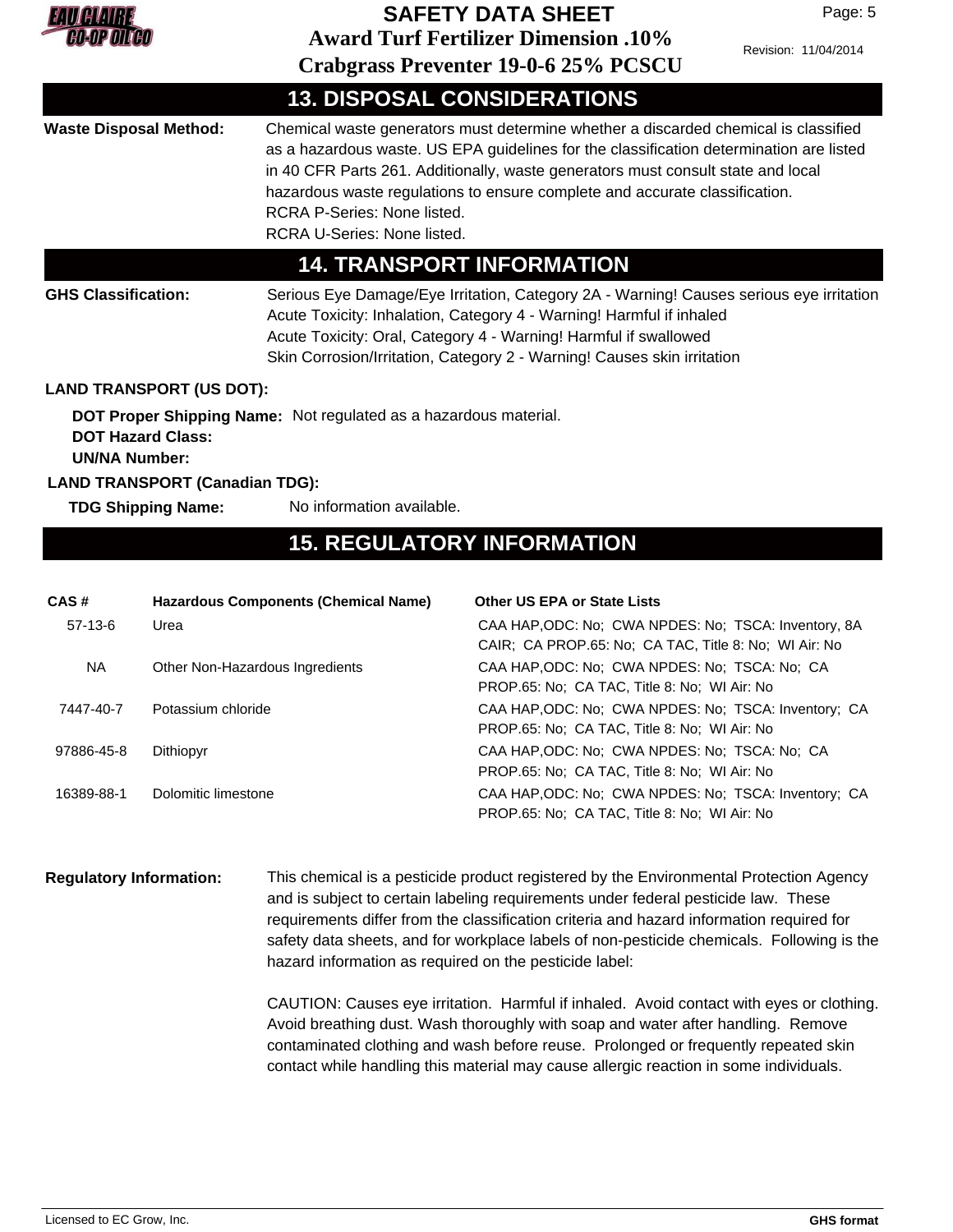## 13. DISPOSAL CONSIDERATIONS

**Waste Disposal Method:** Chemical waste generators must determine whether a discarded chemical is classified as a hazardous waste. US EPA guidelines for the classification determination are listed in 40 CFR Parts 261. Additionally, waste generators must consult state and local hazardous waste regulations to ensure complete and accurate classification.
RCRA P-Series: None listed.
RCRA U-Series: None listed.

## 14. TRANSPORT INFORMATION

**GHS Classification:**
Serious Eye Damage/Eye Irritation, Category 2A - Warning! Causes serious eye irritation
Acute Toxicity: Inhalation, Category 4 - Warning! Harmful if inhaled
Acute Toxicity: Oral, Category 4 - Warning! Harmful if swallowed
Skin Corrosion/Irritation, Category 2 - Warning! Causes skin irritation

**LAND TRANSPORT (US DOT):**

**DOT Proper Shipping Name:** Not regulated as a hazardous material.
**DOT Hazard Class:**
**UN/NA Number:**

**LAND TRANSPORT (Canadian TDG):**

**TDG Shipping Name:** No information available.

## 15. REGULATORY INFORMATION

| CAS # | Hazardous Components (Chemical Name) | Other US EPA or State Lists |
|---|---|---|
| 57-13-6 | Urea | CAA HAP,ODC: No; CWA NPDES: No; TSCA: Inventory, 8A CAIR; CA PROP.65: No; CA TAC, Title 8: No; WI Air: No |
| NA | Other Non-Hazardous Ingredients | CAA HAP,ODC: No; CWA NPDES: No; TSCA: No; CA PROP.65: No; CA TAC, Title 8: No; WI Air: No |
| 7447-40-7 | Potassium chloride | CAA HAP,ODC: No; CWA NPDES: No; TSCA: Inventory; CA PROP.65: No; CA TAC, Title 8: No; WI Air: No |
| 97886-45-8 | Dithiopyr | CAA HAP,ODC: No; CWA NPDES: No; TSCA: No; CA PROP.65: No; CA TAC, Title 8: No; WI Air: No |
| 16389-88-1 | Dolomitic limestone | CAA HAP,ODC: No; CWA NPDES: No; TSCA: Inventory; CA PROP.65: No; CA TAC, Title 8: No; WI Air: No |

**Regulatory Information:** This chemical is a pesticide product registered by the Environmental Protection Agency and is subject to certain labeling requirements under federal pesticide law. These requirements differ from the classification criteria and hazard information required for safety data sheets, and for workplace labels of non-pesticide chemicals. Following is the hazard information as required on the pesticide label:

CAUTION: Causes eye irritation. Harmful if inhaled. Avoid contact with eyes or clothing. Avoid breathing dust. Wash thoroughly with soap and water after handling. Remove contaminated clothing and wash before reuse. Prolonged or frequently repeated skin contact while handling this material may cause allergic reaction in some individuals.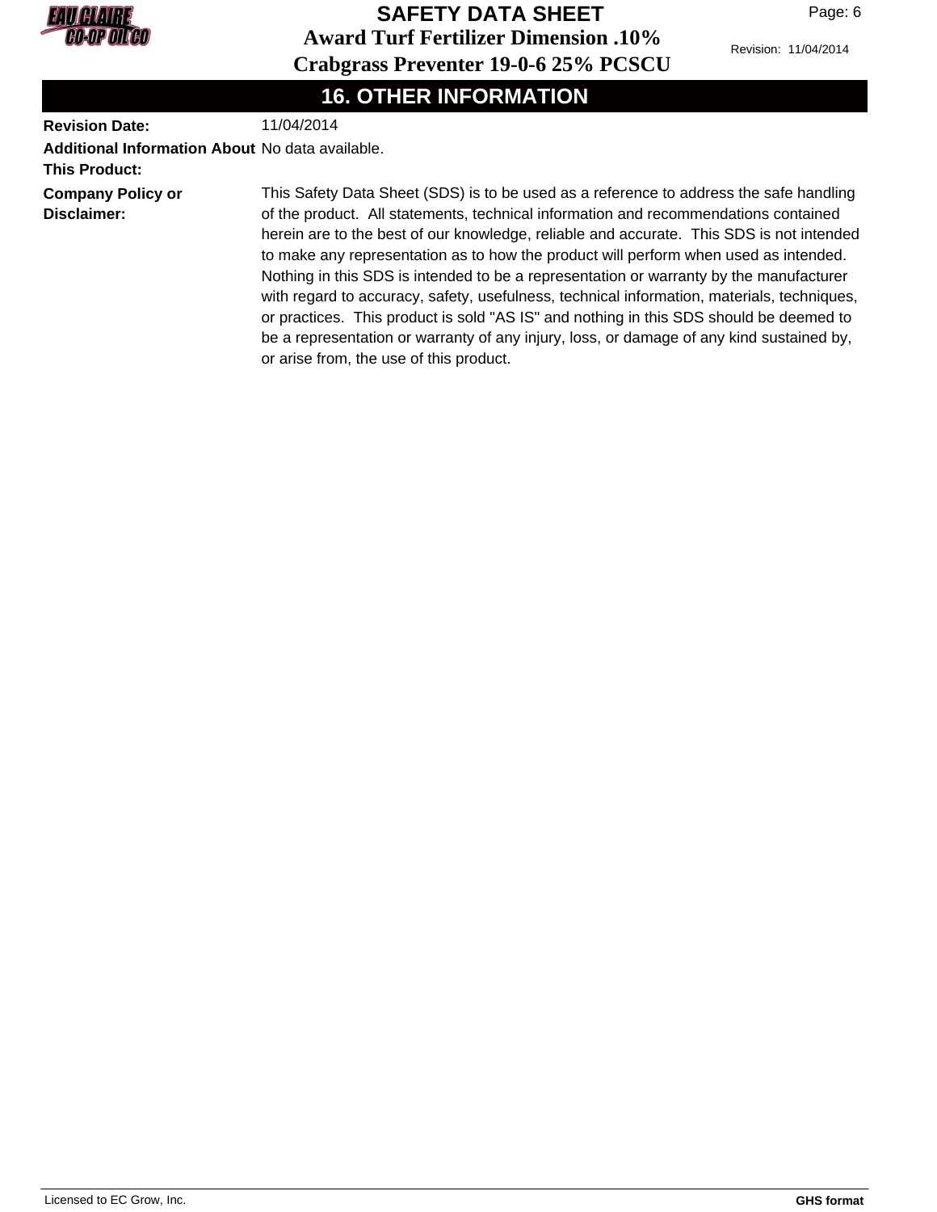## 16. OTHER INFORMATION

**Revision Date:** 11/04/2014

**Additional Information About This Product:** No data available.

**Company Policy or Disclaimer:** This Safety Data Sheet (SDS) is to be used as a reference to address the safe handling of the product. All statements, technical information and recommendations contained herein are to the best of our knowledge, reliable and accurate. This SDS is not intended to make any representation as to how the product will perform when used as intended. Nothing in this SDS is intended to be a representation or warranty by the manufacturer with regard to accuracy, safety, usefulness, technical information, materials, techniques, or practices. This product is sold "AS IS" and nothing in this SDS should be deemed to be a representation or warranty of any injury, loss, or damage of any kind sustained by, or arise from, the use of this product.